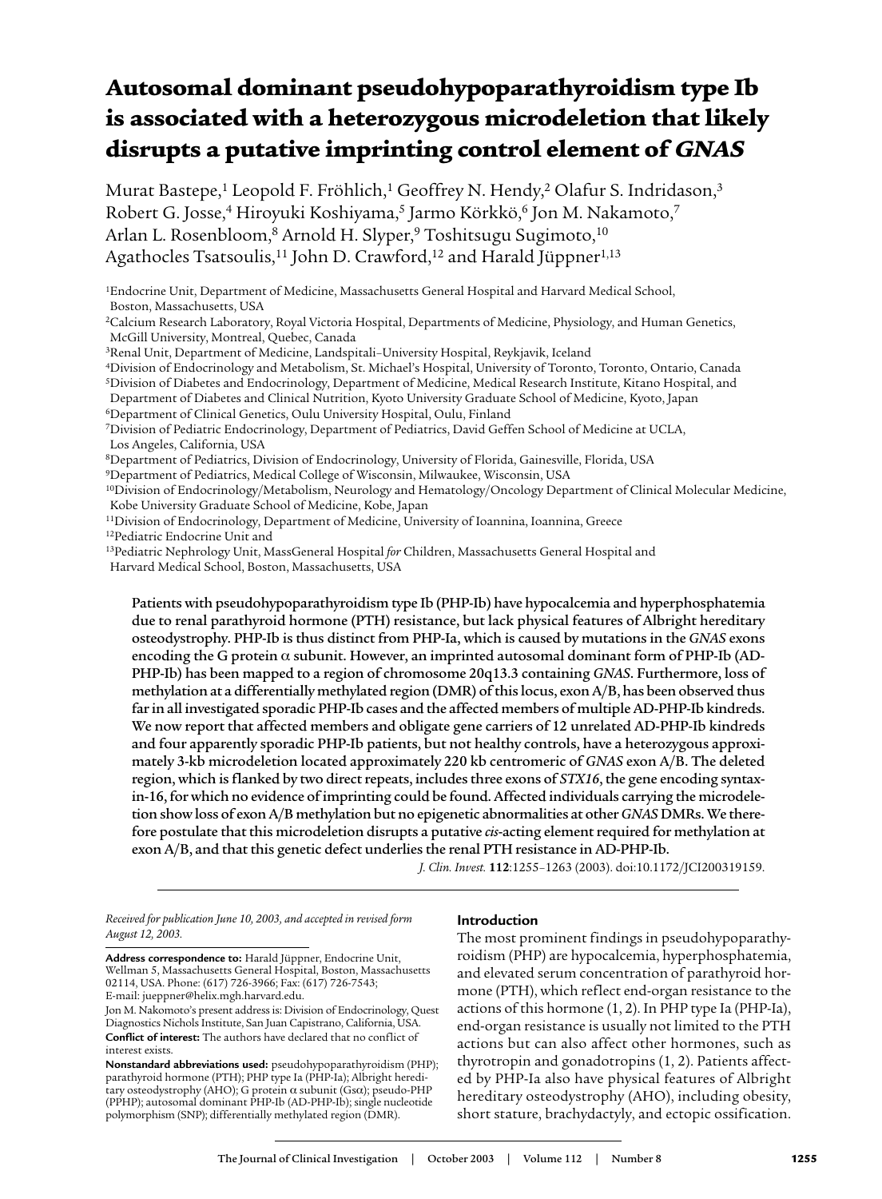# Autosomal dominant pseudohypoparathyroidism type Ib is associated with a heterozygous microdeletion that likely disrupts a putative imprinting control element of *GNAS*

Murat Bastepe,[1] Leopold F. Fröhlich,[1] Geoffrey N. Hendy,[2] Olafur S. Indridason,[3] Robert G. Josse,[4] Hiroyuki Koshiyama,[5] Jarmo Körkkö,[6] Jon M. Nakamoto,[7] Arlan L. Rosenbloom,[8] Arnold H. Slyper,[9] Toshitsugu Sugimoto,[10] Agathocles Tsatsoulis,[11] John D. Crawford,[12] and Harald Jüppner[1,13]

[1]Endocrine Unit, Department of Medicine, Massachusetts General Hospital and Harvard Medical School, Boston, Massachusetts, USA
[2]Calcium Research Laboratory, Royal Victoria Hospital, Departments of Medicine, Physiology, and Human Genetics, McGill University, Montreal, Quebec, Canada
[3]Renal Unit, Department of Medicine, Landspitali–University Hospital, Reykjavik, Iceland
[4]Division of Endocrinology and Metabolism, St. Michael's Hospital, University of Toronto, Toronto, Ontario, Canada
[5]Division of Diabetes and Endocrinology, Department of Medicine, Medical Research Institute, Kitano Hospital, and Department of Diabetes and Clinical Nutrition, Kyoto University Graduate School of Medicine, Kyoto, Japan
[6]Department of Clinical Genetics, Oulu University Hospital, Oulu, Finland
[7]Division of Pediatric Endocrinology, Department of Pediatrics, David Geffen School of Medicine at UCLA, Los Angeles, California, USA
[8]Department of Pediatrics, Division of Endocrinology, University of Florida, Gainesville, Florida, USA
[9]Department of Pediatrics, Medical College of Wisconsin, Milwaukee, Wisconsin, USA
[10]Division of Endocrinology/Metabolism, Neurology and Hematology/Oncology Department of Clinical Molecular Medicine, Kobe University Graduate School of Medicine, Kobe, Japan
[11]Division of Endocrinology, Department of Medicine, University of Ioannina, Ioannina, Greece
[12]Pediatric Endocrine Unit and
[13]Pediatric Nephrology Unit, MassGeneral Hospital *for* Children, Massachusetts General Hospital and Harvard Medical School, Boston, Massachusetts, USA

**Patients with pseudohypoparathyroidism type Ib (PHP-Ib) have hypocalcemia and hyperphosphatemia due to renal parathyroid hormone (PTH) resistance, but lack physical features of Albright hereditary osteodystrophy. PHP-Ib is thus distinct from PHP-Ia, which is caused by mutations in the *GNAS* exons encoding the G protein α subunit. However, an imprinted autosomal dominant form of PHP-Ib (AD-PHP-Ib) has been mapped to a region of chromosome 20q13.3 containing *GNAS*. Furthermore, loss of methylation at a differentially methylated region (DMR) of this locus, exon A/B, has been observed thus far in all investigated sporadic PHP-Ib cases and the affected members of multiple AD-PHP-Ib kindreds. We now report that affected members and obligate gene carriers of 12 unrelated AD-PHP-Ib kindreds and four apparently sporadic PHP-Ib patients, but not healthy controls, have a heterozygous approximately 3-kb microdeletion located approximately 220 kb centromeric of *GNAS* exon A/B. The deleted region, which is flanked by two direct repeats, includes three exons of *STX16*, the gene encoding syntaxin-16, for which no evidence of imprinting could be found. Affected individuals carrying the microdeletion show loss of exon A/B methylation but no epigenetic abnormalities at other *GNAS* DMRs. We therefore postulate that this microdeletion disrupts a putative *cis*-acting element required for methylation at exon A/B, and that this genetic defect underlies the renal PTH resistance in AD-PHP-Ib.**

*J. Clin. Invest.* **112**:1255–1263 (2003). doi:10.1172/JCI200319159.

*Received for publication June 10, 2003, and accepted in revised form August 12, 2003.*

**Address correspondence to:** Harald Jüppner, Endocrine Unit, Wellman 5, Massachusetts General Hospital, Boston, Massachusetts 02114, USA. Phone: (617) 726-3966; Fax: (617) 726-7543; E-mail: jueppner@helix.mgh.harvard.edu.
Jon M. Nakamoto's present address is: Division of Endocrinology, Quest Diagnostics Nichols Institute, San Juan Capistrano, California, USA.
**Conflict of interest:** The authors have declared that no conflict of interest exists.
**Nonstandard abbreviations used:** pseudohypoparathyroidism (PHP); parathyroid hormone (PTH); PHP type Ia (PHP-Ia); Albright hereditary osteodystrophy (AHO); G protein α subunit (Gsα); pseudo-PHP (PPHP); autosomal dominant PHP-Ib (AD-PHP-Ib); single nucleotide polymorphism (SNP); differentially methylated region (DMR).

## Introduction

The most prominent findings in pseudohypoparathyroidism (PHP) are hypocalcemia, hyperphosphatemia, and elevated serum concentration of parathyroid hormone (PTH), which reflect end-organ resistance to the actions of this hormone (1, 2). In PHP type Ia (PHP-Ia), end-organ resistance is usually not limited to the PTH actions but can also affect other hormones, such as thyrotropin and gonadotropins (1, 2). Patients affected by PHP-Ia also have physical features of Albright hereditary osteodystrophy (AHO), including obesity, short stature, brachydactyly, and ectopic ossification.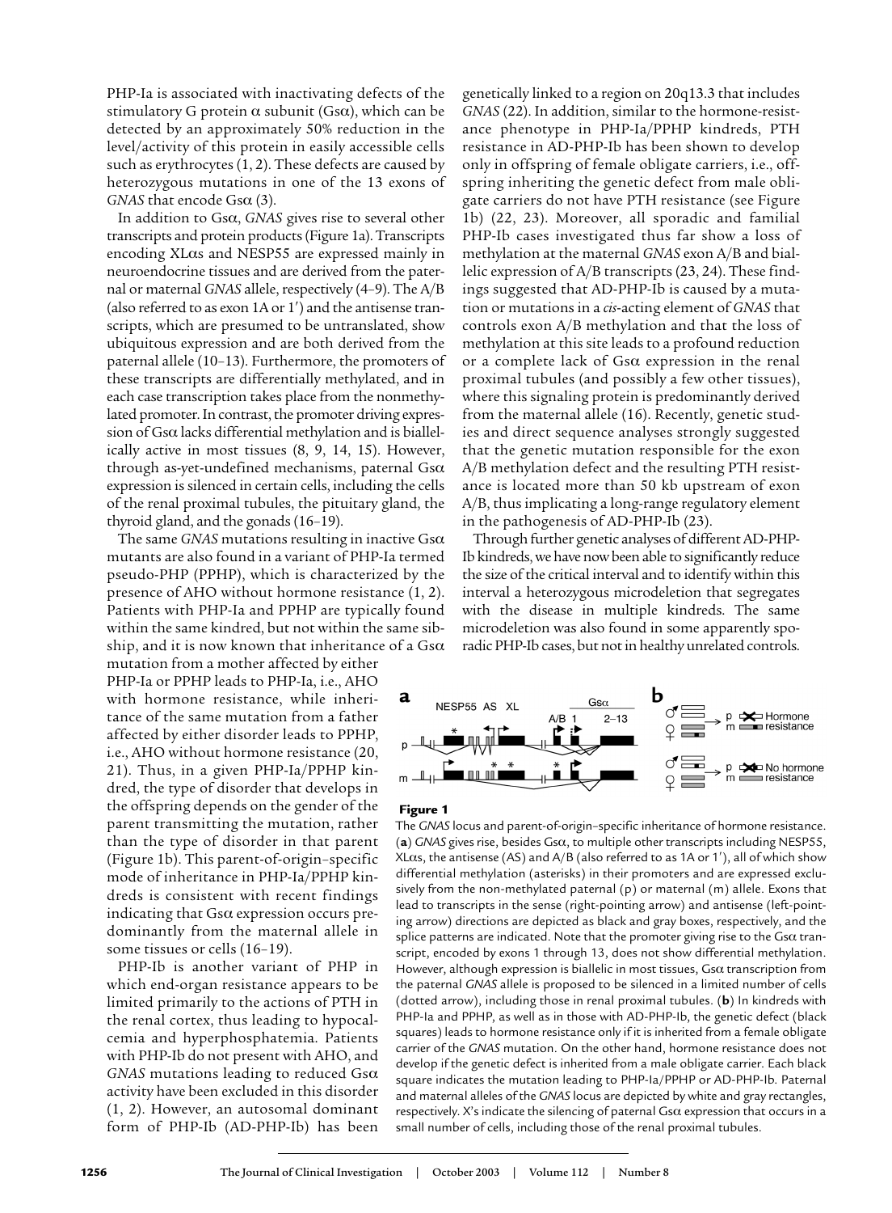PHP-Ia is associated with inactivating defects of the stimulatory G protein α subunit (Gsα), which can be detected by an approximately 50% reduction in the level/activity of this protein in easily accessible cells such as erythrocytes (1, 2). These defects are caused by heterozygous mutations in one of the 13 exons of *GNAS* that encode Gsα (3).

In addition to Gsα, *GNAS* gives rise to several other transcripts and protein products (Figure 1a). Transcripts encoding XLαs and NESP55 are expressed mainly in neuroendocrine tissues and are derived from the paternal or maternal *GNAS* allele, respectively (4–9). The A/B (also referred to as exon 1A or 1′) and the antisense transcripts, which are presumed to be untranslated, show ubiquitous expression and are both derived from the paternal allele (10–13). Furthermore, the promoters of these transcripts are differentially methylated, and in each case transcription takes place from the nonmethylated promoter. In contrast, the promoter driving expression of Gsα lacks differential methylation and is biallelically active in most tissues (8, 9, 14, 15). However, through as-yet-undefined mechanisms, paternal Gsα expression is silenced in certain cells, including the cells of the renal proximal tubules, the pituitary gland, the thyroid gland, and the gonads (16–19).

The same *GNAS* mutations resulting in inactive Gsα mutants are also found in a variant of PHP-Ia termed pseudo-PHP (PPHP), which is characterized by the presence of AHO without hormone resistance (1, 2). Patients with PHP-Ia and PPHP are typically found within the same kindred, but not within the same sibship, and it is now known that inheritance of a Gsα mutation from a mother affected by either PHP-Ia or PPHP leads to PHP-Ia, i.e., AHO with hormone resistance, while inheritance of the same mutation from a father affected by either disorder leads to PPHP, i.e., AHO without hormone resistance (20, 21). Thus, in a given PHP-Ia/PPHP kindred, the type of disorder that develops in the offspring depends on the gender of the parent transmitting the mutation, rather than the type of disorder in that parent (Figure 1b). This parent-of-origin–specific mode of inheritance in PHP-Ia/PPHP kindreds is consistent with recent findings indicating that Gsα expression occurs predominantly from the maternal allele in some tissues or cells (16–19).

PHP-Ib is another variant of PHP in which end-organ resistance appears to be limited primarily to the actions of PTH in the renal cortex, thus leading to hypocalcemia and hyperphosphatemia. Patients with PHP-Ib do not present with AHO, and *GNAS* mutations leading to reduced Gsα activity have been excluded in this disorder (1, 2). However, an autosomal dominant form of PHP-Ib (AD-PHP-Ib) has been genetically linked to a region on 20q13.3 that includes *GNAS* (22). In addition, similar to the hormone-resistance phenotype in PHP-Ia/PPHP kindreds, PTH resistance in AD-PHP-Ib has been shown to develop only in offspring of female obligate carriers, i.e., offspring inheriting the genetic defect from male obligate carriers do not have PTH resistance (see Figure 1b) (22, 23). Moreover, all sporadic and familial PHP-Ib cases investigated thus far show a loss of methylation at the maternal *GNAS* exon A/B and biallelic expression of A/B transcripts (23, 24). These findings suggested that AD-PHP-Ib is caused by a mutation or mutations in a *cis*-acting element of *GNAS* that controls exon A/B methylation and that the loss of methylation at this site leads to a profound reduction or a complete lack of Gsα expression in the renal proximal tubules (and possibly a few other tissues), where this signaling protein is predominantly derived from the maternal allele (16). Recently, genetic studies and direct sequence analyses strongly suggested that the genetic mutation responsible for the exon A/B methylation defect and the resulting PTH resistance is located more than 50 kb upstream of exon A/B, thus implicating a long-range regulatory element in the pathogenesis of AD-PHP-Ib (23).

Through further genetic analyses of different AD-PHP-Ib kindreds, we have now been able to significantly reduce the size of the critical interval and to identify within this interval a heterozygous microdeletion that segregates with the disease in multiple kindreds. The same microdeletion was also found in some apparently sporadic PHP-Ib cases, but not in healthy unrelated controls.

**Figure 1**

The *GNAS* locus and parent-of-origin–specific inheritance of hormone resistance. (**a**) *GNAS* gives rise, besides Gsα, to multiple other transcripts including NESP55, XLαs, the antisense (AS) and A/B (also referred to as 1A or 1′), all of which show differential methylation (asterisks) in their promoters and are expressed exclusively from the non-methylated paternal (p) or maternal (m) allele. Exons that lead to transcripts in the sense (right-pointing arrow) and antisense (left-pointing arrow) directions are depicted as black and gray boxes, respectively, and the splice patterns are indicated. Note that the promoter giving rise to the Gsα transcript, encoded by exons 1 through 13, does not show differential methylation. However, although expression is biallelic in most tissues, Gsα transcription from the paternal *GNAS* allele is proposed to be silenced in a limited number of cells (dotted arrow), including those in renal proximal tubules. (**b**) In kindreds with PHP-Ia and PPHP, as well as in those with AD-PHP-Ib, the genetic defect (black squares) leads to hormone resistance only if it is inherited from a female obligate carrier of the *GNAS* mutation. On the other hand, hormone resistance does not develop if the genetic defect is inherited from a male obligate carrier. Each black square indicates the mutation leading to PHP-Ia/PPHP or AD-PHP-Ib. Paternal and maternal alleles of the *GNAS* locus are depicted by white and gray rectangles, respectively. X's indicate the silencing of paternal Gsα expression that occurs in a small number of cells, including those of the renal proximal tubules.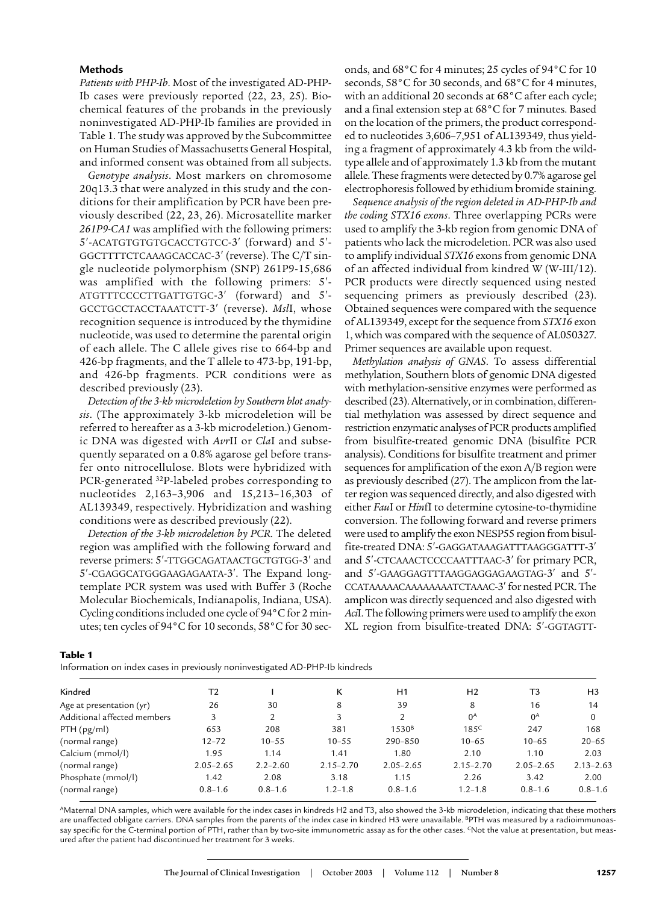## Methods

*Patients with PHP-Ib*. Most of the investigated AD-PHP-Ib cases were previously reported (22, 23, 25). Biochemical features of the probands in the previously noninvestigated AD-PHP-Ib families are provided in Table 1. The study was approved by the Subcommittee on Human Studies of Massachusetts General Hospital, and informed consent was obtained from all subjects.

*Genotype analysis*. Most markers on chromosome 20q13.3 that were analyzed in this study and the conditions for their amplification by PCR have been previously described (22, 23, 26). Microsatellite marker *261P9-CA1* was amplified with the following primers: 5′-ACATGTGTGTGCACCTGTCC-3′ (forward) and 5′-GGCTTTTCTCAAAGCACCAC-3′ (reverse). The C/T single nucleotide polymorphism (SNP) 261P9-15,686 was amplified with the following primers: 5′-ATGTTTCCCCTTGATTGTGC-3′ (forward) and 5′-GCCTGCCTACCTAAATCTT-3′ (reverse). *Msl*I, whose recognition sequence is introduced by the thymidine nucleotide, was used to determine the parental origin of each allele. The C allele gives rise to 664-bp and 426-bp fragments, and the T allele to 473-bp, 191-bp, and 426-bp fragments. PCR conditions were as described previously (23).

*Detection of the 3-kb microdeletion by Southern blot analysis*. (The approximately 3-kb microdeletion will be referred to hereafter as a 3-kb microdeletion.) Genomic DNA was digested with *Avr*II or *Cla*I and subsequently separated on a 0.8% agarose gel before transfer onto nitrocellulose. Blots were hybridized with PCR-generated $^{32}$P-labeled probes corresponding to nucleotides 2,163–3,906 and 15,213–16,303 of AL139349, respectively. Hybridization and washing conditions were as described previously (22).

*Detection of the 3-kb microdeletion by PCR*. The deleted region was amplified with the following forward and reverse primers: 5′-TTGGCAGATAACTGCTGTGG-3′ and 5′-CGAGGCATGGGAAGAGAATA-3′. The Expand long-template PCR system was used with Buffer 3 (Roche Molecular Biochemicals, Indianapolis, Indiana, USA). Cycling conditions included one cycle of 94°C for 2 minutes; ten cycles of 94°C for 10 seconds, 58°C for 30 seconds, and 68°C for 4 minutes; 25 cycles of 94°C for 10 seconds, 58°C for 30 seconds, and 68°C for 4 minutes, with an additional 20 seconds at 68°C after each cycle; and a final extension step at 68°C for 7 minutes. Based on the location of the primers, the product corresponded to nucleotides 3,606–7,951 of AL139349, thus yielding a fragment of approximately 4.3 kb from the wild-type allele and of approximately 1.3 kb from the mutant allele. These fragments were detected by 0.7% agarose gel electrophoresis followed by ethidium bromide staining.

*Sequence analysis of the region deleted in AD-PHP-Ib and the coding STX16 exons*. Three overlapping PCRs were used to amplify the 3-kb region from genomic DNA of patients who lack the microdeletion. PCR was also used to amplify individual *STX16* exons from genomic DNA of an affected individual from kindred W (W-III/12). PCR products were directly sequenced using nested sequencing primers as previously described (23). Obtained sequences were compared with the sequence of AL139349, except for the sequence from *STX16* exon 1, which was compared with the sequence of AL050327. Primer sequences are available upon request.

*Methylation analysis of GNAS*. To assess differential methylation, Southern blots of genomic DNA digested with methylation-sensitive enzymes were performed as described (23). Alternatively, or in combination, differential methylation was assessed by direct sequence and restriction enzymatic analyses of PCR products amplified from bisulfite-treated genomic DNA (bisulfite PCR analysis). Conditions for bisulfite treatment and primer sequences for amplification of the exon A/B region were as previously described (27). The amplicon from the latter region was sequenced directly, and also digested with either *Fau*I or *Hin*fI to determine cytosine-to-thymidine conversion. The following forward and reverse primers were used to amplify the exon NESP55 region from bisulfite-treated DNA: 5′-GAGGATAAAGATTTAAGGGATTT-3′ and 5′-CTCAAACTCCCCAATTTAAC-3′ for primary PCR, and 5′-GAAGGAGTTTAAGGAGGAGAAGTAG-3′ and 5′-CCATAAAAACAAAAAAAATCTAAAC-3′ for nested PCR. The amplicon was directly sequenced and also digested with *Aci*I. The following primers were used to amplify the exon XL region from bisulfite-treated DNA: 5′-GGTAGTT-

**Table 1**

Information on index cases in previously noninvestigated AD-PHP-Ib kindreds

| Kindred | T2 | I | K | H1 | H2 | T3 | H3 |
|---|---|---|---|---|---|---|---|
| Age at presentation (*yr*) | 26 | 30 | 8 | 39 | 8 | 16 | 14 |
| Additional affected members | 3 | 2 | 3 | 2 | 0[A] | 0[A] | 0 |
| PTH (pg/ml) | 653 | 208 | 381 | 1530[B] | 185[C] | 247 | 168 |
| (normal range) | 12–72 | 10–55 | 10–55 | 290–850 | 10–65 | 10–65 | 20–65 |
| Calcium (mmol/l) | 1.95 | 1.14 | 1.41 | 1.80 | 2.10 | 1.10 | 2.03 |
| (normal range) | 2.05–2.65 | 2.2–2.60 | 2.15–2.70 | 2.05–2.65 | 2.15–2.70 | 2.05–2.65 | 2.13–2.63 |
| Phosphate (mmol/l) | 1.42 | 2.08 | 3.18 | 1.15 | 2.26 | 3.42 | 2.00 |
| (normal range) | 0.8–1.6 | 0.8–1.6 | 1.2–1.8 | 0.8–1.6 | 1.2–1.8 | 0.8–1.6 | 0.8–1.6 |

[A]Maternal DNA samples, which were available for the index cases in kindreds H2 and T3, also showed the 3-kb microdeletion, indicating that these mothers are unaffected obligate carriers. DNA samples from the parents of the index case in kindred H3 were unavailable. [B]PTH was measured by a radioimmunoassay specific for the C-terminal portion of PTH, rather than by two-site immunometric assay as for the other cases. [C]Not the value at presentation, but measured after the patient had discontinued her treatment for 3 weeks.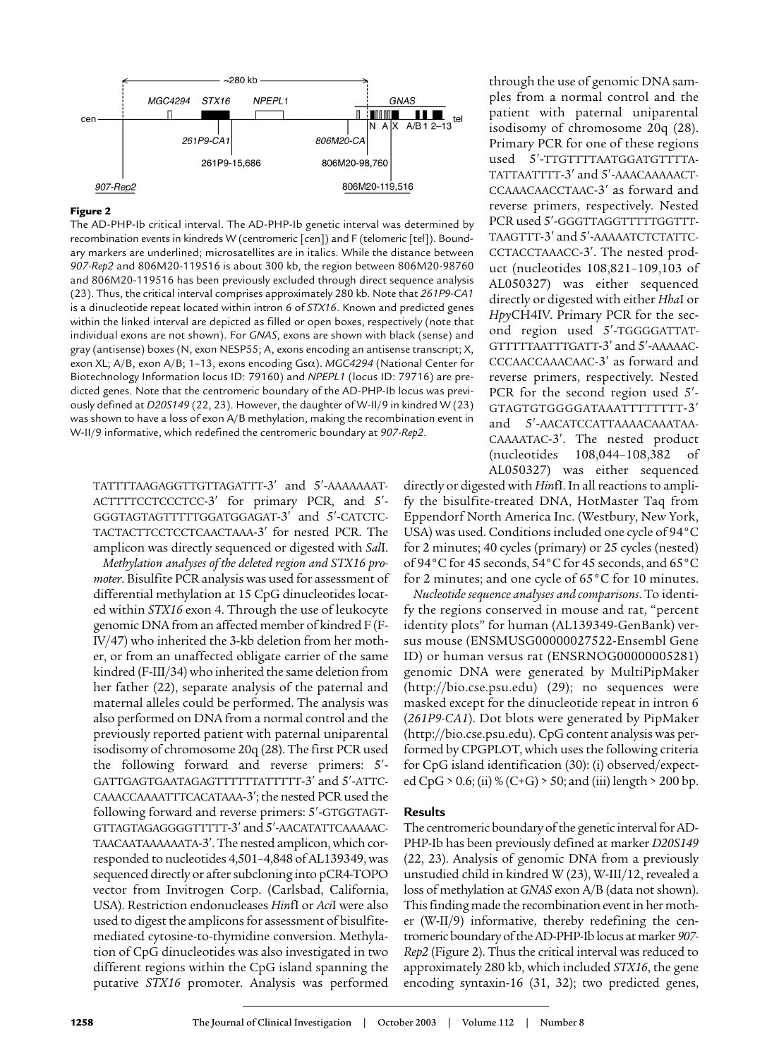**Figure 2**

The AD-PHP-Ib critical interval. The AD-PHP-Ib genetic interval was determined by recombination events in kindreds W (centromeric [cen]) and F (telomeric [tel]). Boundary markers are underlined; microsatellites are in italics. While the distance between *907-Rep2* and 806M20-119516 is about 300 kb, the region between 806M20-98760 and 806M20-119516 has been previously excluded through direct sequence analysis (23). Thus, the critical interval comprises approximately 280 kb. Note that *261P9-CA1* is a dinucleotide repeat located within intron 6 of *STX16*. Known and predicted genes within the linked interval are depicted as filled or open boxes, respectively (note that individual exons are not shown). For *GNAS*, exons are shown with black (sense) and gray (antisense) boxes (N, exon NESP55; A, exons encoding an antisense transcript; X, exon XL; A/B, exon A/B; 1–13, exons encoding Gsα). *MGC4294* (National Center for Biotechnology Information locus ID: 79160) and *NPEPL1* (locus ID: 79716) are predicted genes. Note that the centromeric boundary of the AD-PHP-Ib locus was previously defined at *D20S149* (22, 23). However, the daughter of W-II/9 in kindred W (23) was shown to have a loss of exon A/B methylation, making the recombination event in W-II/9 informative, which redefined the centromeric boundary at *907-Rep2*.

TATTTTAAGAGGTTGTTAGATTT-3′ and 5′-AAAAAAAT-ACTTTTCCTCCCTCC-3′ for primary PCR, and 5′-GGGTAGTAGTTTTTGGATGGAGAT-3′ and 5′-CATCTC-TACTACTTCCTCCTCAACTAAA-3′ for nested PCR. The amplicon was directly sequenced or digested with *Sal*I.

*Methylation analyses of the deleted region and STX16 promoter*. Bisulfite PCR analysis was used for assessment of differential methylation at 15 CpG dinucleotides located within *STX16* exon 4. Through the use of leukocyte genomic DNA from an affected member of kindred F (F-IV/47) who inherited the 3-kb deletion from her mother, or from an unaffected obligate carrier of the same kindred (F-III/34) who inherited the same deletion from her father (22), separate analysis of the paternal and maternal alleles could be performed. The analysis was also performed on DNA from a normal control and the previously reported patient with paternal uniparental isodisomy of chromosome 20q (28). The first PCR used the following forward and reverse primers: 5′-GATTGAGTGAATAGAGTTTTTTATTTTT-3′ and 5′-ATTC-CAAACCAAAATTTCACATAAA-3′; the nested PCR used the following forward and reverse primers: 5′-GTGGTAGT-GTTAGTAGAGGGGTTTTT-3′ and 5′-AACATATTCAAAAAC-TAACAATAAAAAATA-3′. The nested amplicon, which corresponded to nucleotides 4,501–4,848 of AL139349, was sequenced directly or after subcloning into pCR4-TOPO vector from Invitrogen Corp. (Carlsbad, California, USA). Restriction endonucleases *Hin*fI or *Aci*I were also used to digest the amplicons for assessment of bisulfite-mediated cytosine-to-thymidine conversion. Methylation of CpG dinucleotides was also investigated in two different regions within the CpG island spanning the putative *STX16* promoter. Analysis was performed through the use of genomic DNA samples from a normal control and the patient with paternal uniparental isodisomy of chromosome 20q (28). Primary PCR for one of these regions used 5′-TTGTTTTAATGGATGTTTTA-TATTAATTTT-3′ and 5′-AAACAAAAACT-CCAAACAACCTAAC-3′ as forward and reverse primers, respectively. Nested PCR used 5′-GGGTTAGGTTTTTGGTTT-TAAGTTT-3′ and 5′-AAAAATCTCTATTC-CCTACCTAAACC-3′. The nested product (nucleotides 108,821–109,103 of AL050327) was either sequenced directly or digested with either *Hha*I or *Hpy*CH4IV. Primary PCR for the second region used 5′-TGGGGATTAT-GTTTTTAATTTGATT-3′ and 5′-AAAAAC-CCCAACCAAACAAC-3′ as forward and reverse primers, respectively. Nested PCR for the second region used 5′-GTAGTGTGGGGATAAATTTTTTTT-3′ and 5′-AACATCCATTAAAACAAATAA-CAAAATAC-3′. The nested product (nucleotides 108,044–108,382 of AL050327) was either sequenced directly or digested with *Hin*fI. In all reactions to amplify the bisulfite-treated DNA, HotMaster Taq from Eppendorf North America Inc. (Westbury, New York, USA) was used. Conditions included one cycle of 94°C for 2 minutes; 40 cycles (primary) or 25 cycles (nested) of 94°C for 45 seconds, 54°C for 45 seconds, and 65°C for 2 minutes; and one cycle of 65°C for 10 minutes.

*Nucleotide sequence analyses and comparisons*. To identify the regions conserved in mouse and rat, "percent identity plots" for human (AL139349-GenBank) versus mouse (ENSMUSG00000027522-Ensembl Gene ID) or human versus rat (ENSRNOG00000005281) genomic DNA were generated by MultiPipMaker (http://bio.cse.psu.edu) (29); no sequences were masked except for the dinucleotide repeat in intron 6 (*261P9-CA1*). Dot blots were generated by PipMaker (http://bio.cse.psu.edu). CpG content analysis was performed by CPGPLOT, which uses the following criteria for CpG island identification (30): (i) observed/expected CpG > 0.6; (ii) % (C+G) > 50; and (iii) length > 200 bp.

## Results

The centromeric boundary of the genetic interval for AD-PHP-Ib has been previously defined at marker *D20S149* (22, 23). Analysis of genomic DNA from a previously unstudied child in kindred W (23), W-III/12, revealed a loss of methylation at *GNAS* exon A/B (data not shown). This finding made the recombination event in her mother (W-II/9) informative, thereby redefining the centromeric boundary of the AD-PHP-Ib locus at marker *907-Rep2* (Figure 2). Thus the critical interval was reduced to approximately 280 kb, which included *STX16*, the gene encoding syntaxin-16 (31, 32); two predicted genes,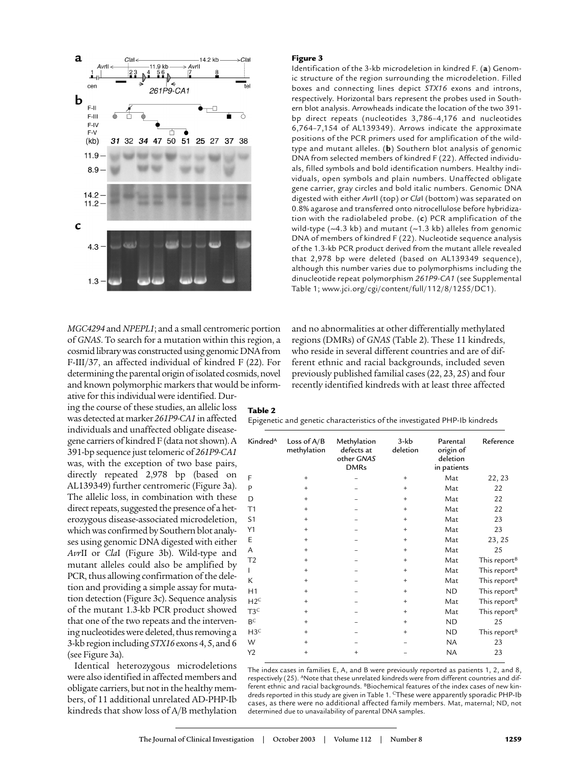**Figure 3**

Identification of the 3-kb microdeletion in kindred F. (**a**) Genomic structure of the region surrounding the microdeletion. Filled boxes and connecting lines depict *STX16* exons and introns, respectively. Horizontal bars represent the probes used in Southern blot analysis. Arrowheads indicate the location of the two 391-bp direct repeats (nucleotides 3,786–4,176 and nucleotides 6,764–7,154 of AL139349). Arrows indicate the approximate positions of the PCR primers used for amplification of the wild-type and mutant alleles. (**b**) Southern blot analysis of genomic DNA from selected members of kindred F (22). Affected individuals, filled symbols and bold identification numbers. Healthy individuals, open symbols and plain numbers. Unaffected obligate gene carrier, gray circles and bold italic numbers. Genomic DNA digested with either *Avr*II (top) or *Cla*I (bottom) was separated on 0.8% agarose and transferred onto nitrocellulose before hybridization with the radiolabeled probe. (**c**) PCR amplification of the wild-type (~4.3 kb) and mutant (~1.3 kb) alleles from genomic DNA of members of kindred F (22). Nucleotide sequence analysis of the 1.3-kb PCR product derived from the mutant allele revealed that 2,978 bp were deleted (based on AL139349 sequence), although this number varies due to polymorphisms including the dinucleotide repeat polymorphism *261P9-CA1* (see Supplemental Table 1; www.jci.org/cgi/content/full/112/8/1255/DC1).

*MGC4294* and *NPEPL1*; and a small centromeric portion of *GNAS*. To search for a mutation within this region, a cosmid library was constructed using genomic DNA from F-III/37, an affected individual of kindred F (22). For determining the parental origin of isolated cosmids, novel and known polymorphic markers that would be informative for this individual were identified. During the course of these studies, an allelic loss was detected at marker *261P9-CA1* in affected individuals and unaffected obligate disease-gene carriers of kindred F (data not shown). A 391-bp sequence just telomeric of *261P9-CA1* was, with the exception of two base pairs, directly repeated 2,978 bp (based on AL139349) further centromeric (Figure 3a). The allelic loss, in combination with these direct repeats, suggested the presence of a heterozygous disease-associated microdeletion, which was confirmed by Southern blot analyses using genomic DNA digested with either *Avr*II or *Cla*I (Figure 3b). Wild-type and mutant alleles could also be amplified by PCR, thus allowing confirmation of the deletion and providing a simple assay for mutation detection (Figure 3c). Sequence analysis of the mutant 1.3-kb PCR product showed that one of the two repeats and the intervening nucleotides were deleted, thus removing a 3-kb region including *STX16* exons 4, 5, and 6 (see Figure 3a).

Identical heterozygous microdeletions were also identified in affected members and obligate carriers, but not in the healthy members, of 11 additional unrelated AD-PHP-Ib kindreds that show loss of A/B methylation and no abnormalities at other differentially methylated regions (DMRs) of *GNAS* (Table 2). These 11 kindreds, who reside in several different countries and are of different ethnic and racial backgrounds, included seven previously published familial cases (22, 23, 25) and four recently identified kindreds with at least three affected

**Table 2**

Epigenetic and genetic characteristics of the investigated PHP-Ib kindreds

| Kindred[A] | Loss of A/B methylation | Methylation defects at other *GNAS* DMRs | 3-kb deletion | Parental origin of deletion in patients | Reference |
|---|---|---|---|---|---|
| F | + | – | + | Mat | 22, 23 |
| P | + | – | + | Mat | 22 |
| D | + | – | + | Mat | 22 |
| T1 | + | – | + | Mat | 22 |
| S1 | + | – | + | Mat | 23 |
| Y1 | + | – | + | Mat | 23 |
| E | + | – | + | Mat | 23, 25 |
| A | + | – | + | Mat | 25 |
| T2 | + | – | + | Mat | This report[B] |
| I | + | – | + | Mat | This report[B] |
| K | + | – | + | Mat | This report[B] |
| H1 | + | – | + | ND | This report[B] |
| H2[C] | + | – | + | Mat | This report[B] |
| T3[C] | + | – | + | Mat | This report[B] |
| B[C] | + | – | + | ND | 25 |
| H3[C] | + | – | + | ND | This report[B] |
| W | + | – | – | NA | 23 |
| Y2 | + | + | – | NA | 23 |

The index cases in families E, A, and B were previously reported as patients 1, 2, and 8, respectively (25). [A]Note that these unrelated kindreds were from different countries and different ethnic and racial backgrounds. [B]Biochemical features of the index cases of new kindreds reported in this study are given in Table 1. [C]These were apparently sporadic PHP-Ib cases, as there were no additional affected family members. Mat, maternal; ND, not determined due to unavailability of parental DNA samples.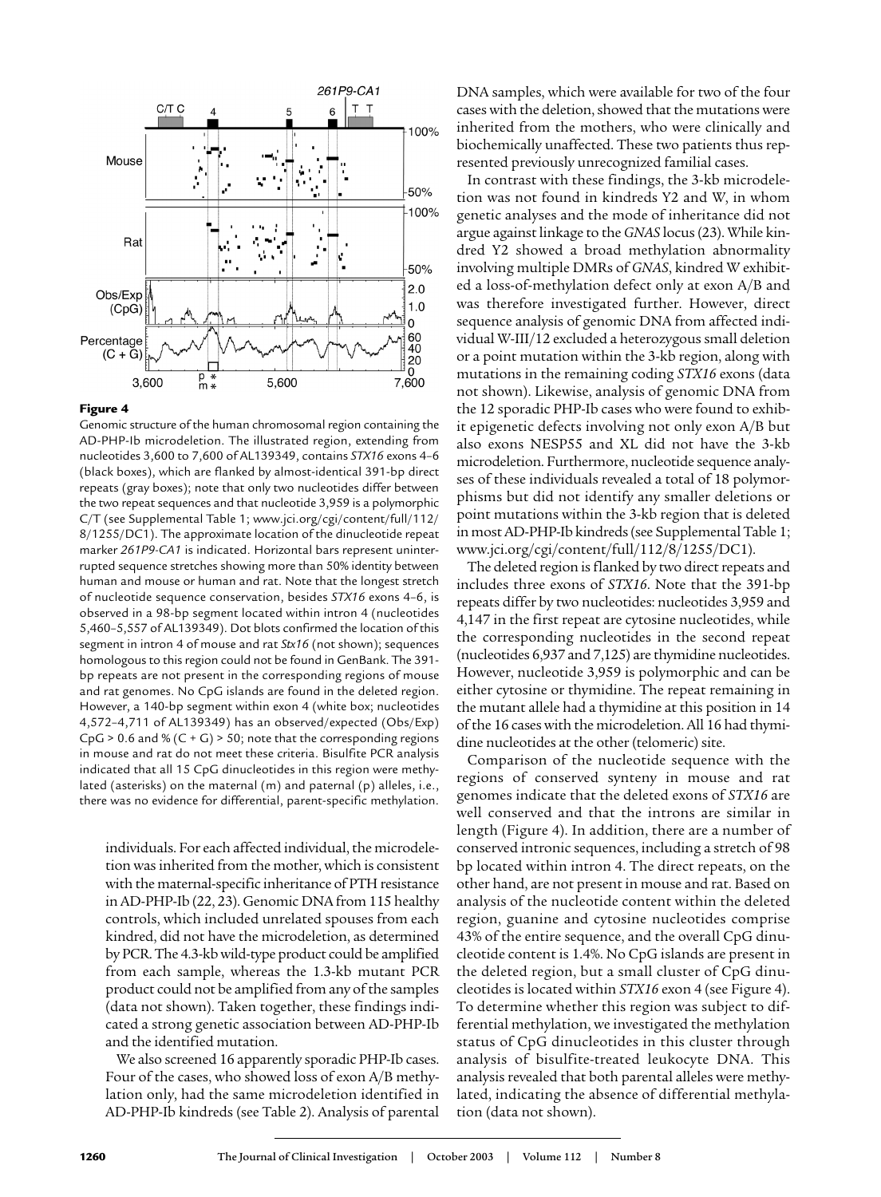**Figure 4**

Genomic structure of the human chromosomal region containing the AD-PHP-Ib microdeletion. The illustrated region, extending from nucleotides 3,600 to 7,600 of AL139349, contains *STX16* exons 4–6 (black boxes), which are flanked by almost-identical 391-bp direct repeats (gray boxes); note that only two nucleotides differ between the two repeat sequences and that nucleotide 3,959 is a polymorphic C/T (see Supplemental Table 1; www.jci.org/cgi/content/full/112/8/1255/DC1). The approximate location of the dinucleotide repeat marker *261P9-CA1* is indicated. Horizontal bars represent uninterrupted sequence stretches showing more than 50% identity between human and mouse or human and rat. Note that the longest stretch of nucleotide sequence conservation, besides *STX16* exons 4–6, is observed in a 98-bp segment located within intron 4 (nucleotides 5,460–5,557 of AL139349). Dot blots confirmed the location of this segment in intron 4 of mouse and rat *Stx16* (not shown); sequences homologous to this region could not be found in GenBank. The 391-bp repeats are not present in the corresponding regions of mouse and rat genomes. No CpG islands are found in the deleted region. However, a 140-bp segment within exon 4 (white box; nucleotides 4,572–4,711 of AL139349) has an observed/expected (Obs/Exp) CpG > 0.6 and % (C + G) > 50; note that the corresponding regions in mouse and rat do not meet these criteria. Bisulfite PCR analysis indicated that all 15 CpG dinucleotides in this region were methylated (asterisks) on the maternal (m) and paternal (p) alleles, i.e., there was no evidence for differential, parent-specific methylation.

individuals. For each affected individual, the microdeletion was inherited from the mother, which is consistent with the maternal-specific inheritance of PTH resistance in AD-PHP-Ib (22, 23). Genomic DNA from 115 healthy controls, which included unrelated spouses from each kindred, did not have the microdeletion, as determined by PCR. The 4.3-kb wild-type product could be amplified from each sample, whereas the 1.3-kb mutant PCR product could not be amplified from any of the samples (data not shown). Taken together, these findings indicated a strong genetic association between AD-PHP-Ib and the identified mutation.

We also screened 16 apparently sporadic PHP-Ib cases. Four of the cases, who showed loss of exon A/B methylation only, had the same microdeletion identified in AD-PHP-Ib kindreds (see Table 2). Analysis of parental DNA samples, which were available for two of the four cases with the deletion, showed that the mutations were inherited from the mothers, who were clinically and biochemically unaffected. These two patients thus represented previously unrecognized familial cases.

In contrast with these findings, the 3-kb microdeletion was not found in kindreds Y2 and W, in whom genetic analyses and the mode of inheritance did not argue against linkage to the *GNAS* locus (23). While kindred Y2 showed a broad methylation abnormality involving multiple DMRs of *GNAS*, kindred W exhibited a loss-of-methylation defect only at exon A/B and was therefore investigated further. However, direct sequence analysis of genomic DNA from affected individual W-III/12 excluded a heterozygous small deletion or a point mutation within the 3-kb region, along with mutations in the remaining coding *STX16* exons (data not shown). Likewise, analysis of genomic DNA from the 12 sporadic PHP-Ib cases who were found to exhibit epigenetic defects involving not only exon A/B but also exons NESP55 and XL did not have the 3-kb microdeletion. Furthermore, nucleotide sequence analyses of these individuals revealed a total of 18 polymorphisms but did not identify any smaller deletions or point mutations within the 3-kb region that is deleted in most AD-PHP-Ib kindreds (see Supplemental Table 1; www.jci.org/cgi/content/full/112/8/1255/DC1).

The deleted region is flanked by two direct repeats and includes three exons of *STX16*. Note that the 391-bp repeats differ by two nucleotides: nucleotides 3,959 and 4,147 in the first repeat are cytosine nucleotides, while the corresponding nucleotides in the second repeat (nucleotides 6,937 and 7,125) are thymidine nucleotides. However, nucleotide 3,959 is polymorphic and can be either cytosine or thymidine. The repeat remaining in the mutant allele had a thymidine at this position in 14 of the 16 cases with the microdeletion. All 16 had thymidine nucleotides at the other (telomeric) site.

Comparison of the nucleotide sequence with the regions of conserved synteny in mouse and rat genomes indicate that the deleted exons of *STX16* are well conserved and that the introns are similar in length (Figure 4). In addition, there are a number of conserved intronic sequences, including a stretch of 98 bp located within intron 4. The direct repeats, on the other hand, are not present in mouse and rat. Based on analysis of the nucleotide content within the deleted region, guanine and cytosine nucleotides comprise 43% of the entire sequence, and the overall CpG dinucleotide content is 1.4%. No CpG islands are present in the deleted region, but a small cluster of CpG dinucleotides is located within *STX16* exon 4 (see Figure 4). To determine whether this region was subject to differential methylation, we investigated the methylation status of CpG dinucleotides in this cluster through analysis of bisulfite-treated leukocyte DNA. This analysis revealed that both parental alleles were methylated, indicating the absence of differential methylation (data not shown).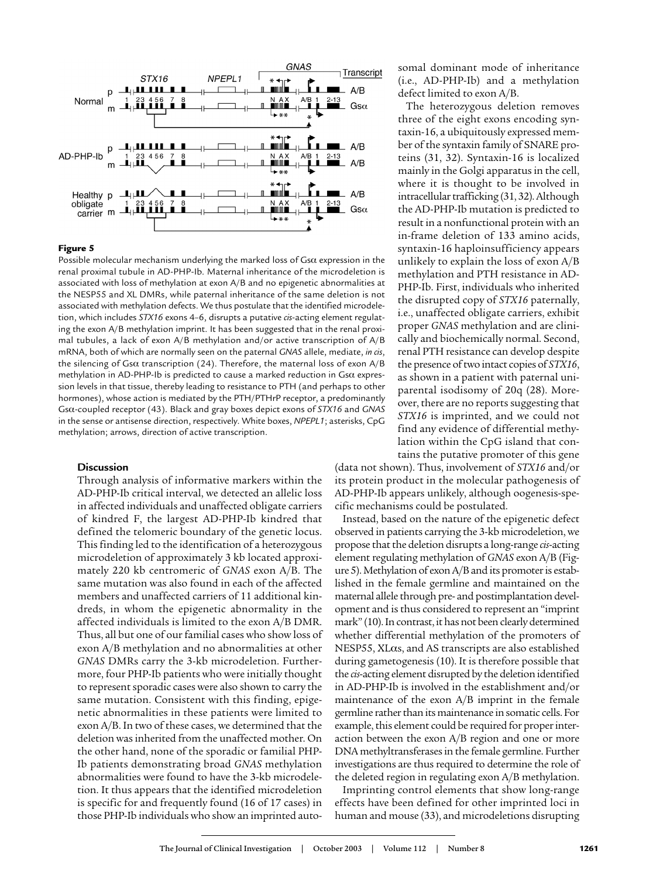**Figure 5**

Possible molecular mechanism underlying the marked loss of Gsα expression in the renal proximal tubule in AD-PHP-Ib. Maternal inheritance of the microdeletion is associated with loss of methylation at exon A/B and no epigenetic abnormalities at the NESP55 and XL DMRs, while paternal inheritance of the same deletion is not associated with methylation defects. We thus postulate that the identified microdeletion, which includes *STX16* exons 4–6, disrupts a putative *cis*-acting element regulating the exon A/B methylation imprint. It has been suggested that in the renal proximal tubules, a lack of exon A/B methylation and/or active transcription of A/B mRNA, both of which are normally seen on the paternal *GNAS* allele, mediate, *in cis*, the silencing of Gsα transcription (24). Therefore, the maternal loss of exon A/B methylation in AD-PHP-Ib is predicted to cause a marked reduction in Gsα expression levels in that tissue, thereby leading to resistance to PTH (and perhaps to other hormones), whose action is mediated by the PTH/PTHrP receptor, a predominantly Gsα-coupled receptor (43). Black and gray boxes depict exons of *STX16* and *GNAS* in the sense or antisense direction, respectively. White boxes, *NPEPL1*; asterisks, CpG methylation; arrows, direction of active transcription.

## Discussion

Through analysis of informative markers within the AD-PHP-Ib critical interval, we detected an allelic loss in affected individuals and unaffected obligate carriers of kindred F, the largest AD-PHP-Ib kindred that defined the telomeric boundary of the genetic locus. This finding led to the identification of a heterozygous microdeletion of approximately 3 kb located approximately 220 kb centromeric of *GNAS* exon A/B. The same mutation was also found in each of the affected members and unaffected carriers of 11 additional kindreds, in whom the epigenetic abnormality in the affected individuals is limited to the exon A/B DMR. Thus, all but one of our familial cases who show loss of exon A/B methylation and no abnormalities at other *GNAS* DMRs carry the 3-kb microdeletion. Furthermore, four PHP-Ib patients who were initially thought to represent sporadic cases were also shown to carry the same mutation. Consistent with this finding, epigenetic abnormalities in these patients were limited to exon A/B. In two of these cases, we determined that the deletion was inherited from the unaffected mother. On the other hand, none of the sporadic or familial PHP-Ib patients demonstrating broad *GNAS* methylation abnormalities were found to have the 3-kb microdeletion. It thus appears that the identified microdeletion is specific for and frequently found (16 of 17 cases) in those PHP-Ib individuals who show an imprinted autosomal dominant mode of inheritance (i.e., AD-PHP-Ib) and a methylation defect limited to exon A/B.

The heterozygous deletion removes three of the eight exons encoding syntaxin-16, a ubiquitously expressed member of the syntaxin family of SNARE proteins (31, 32). Syntaxin-16 is localized mainly in the Golgi apparatus in the cell, where it is thought to be involved in intracellular trafficking (31, 32). Although the AD-PHP-Ib mutation is predicted to result in a nonfunctional protein with an in-frame deletion of 133 amino acids, syntaxin-16 haploinsufficiency appears unlikely to explain the loss of exon A/B methylation and PTH resistance in AD-PHP-Ib. First, individuals who inherited the disrupted copy of *STX16* paternally, i.e., unaffected obligate carriers, exhibit proper *GNAS* methylation and are clinically and biochemically normal. Second, renal PTH resistance can develop despite the presence of two intact copies of *STX16*, as shown in a patient with paternal uniparental isodisomy of 20q (28). Moreover, there are no reports suggesting that *STX16* is imprinted, and we could not find any evidence of differential methylation within the CpG island that contains the putative promoter of this gene (data not shown). Thus, involvement of *STX16* and/or its protein product in the molecular pathogenesis of AD-PHP-Ib appears unlikely, although oogenesis-specific mechanisms could be postulated.

Instead, based on the nature of the epigenetic defect observed in patients carrying the 3-kb microdeletion, we propose that the deletion disrupts a long-range *cis*-acting element regulating methylation of *GNAS* exon A/B (Figure 5). Methylation of exon A/B and its promoter is established in the female germline and maintained on the maternal allele through pre- and postimplantation development and is thus considered to represent an "imprint mark" (10). In contrast, it has not been clearly determined whether differential methylation of the promoters of NESP55, XLαs, and AS transcripts are also established during gametogenesis (10). It is therefore possible that the *cis*-acting element disrupted by the deletion identified in AD-PHP-Ib is involved in the establishment and/or maintenance of the exon A/B imprint in the female germline rather than its maintenance in somatic cells. For example, this element could be required for proper interaction between the exon A/B region and one or more DNA methyltransferases in the female germline. Further investigations are thus required to determine the role of the deleted region in regulating exon A/B methylation.

Imprinting control elements that show long-range effects have been defined for other imprinted loci in human and mouse (33), and microdeletions disrupting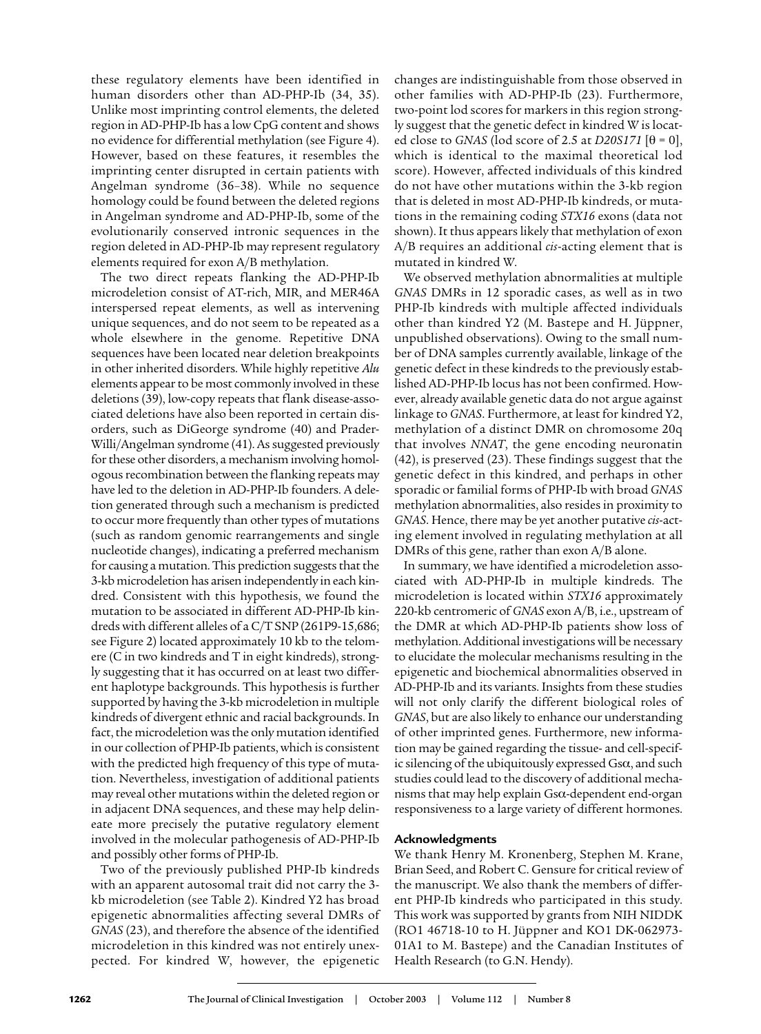these regulatory elements have been identified in human disorders other than AD-PHP-Ib (34, 35). Unlike most imprinting control elements, the deleted region in AD-PHP-Ib has a low CpG content and shows no evidence for differential methylation (see Figure 4). However, based on these features, it resembles the imprinting center disrupted in certain patients with Angelman syndrome (36–38). While no sequence homology could be found between the deleted regions in Angelman syndrome and AD-PHP-Ib, some of the evolutionarily conserved intronic sequences in the region deleted in AD-PHP-Ib may represent regulatory elements required for exon A/B methylation.

The two direct repeats flanking the AD-PHP-Ib microdeletion consist of AT-rich, MIR, and MER46A interspersed repeat elements, as well as intervening unique sequences, and do not seem to be repeated as a whole elsewhere in the genome. Repetitive DNA sequences have been located near deletion breakpoints in other inherited disorders. While highly repetitive *Alu* elements appear to be most commonly involved in these deletions (39), low-copy repeats that flank disease-associated deletions have also been reported in certain disorders, such as DiGeorge syndrome (40) and Prader-Willi/Angelman syndrome (41). As suggested previously for these other disorders, a mechanism involving homologous recombination between the flanking repeats may have led to the deletion in AD-PHP-Ib founders. A deletion generated through such a mechanism is predicted to occur more frequently than other types of mutations (such as random genomic rearrangements and single nucleotide changes), indicating a preferred mechanism for causing a mutation. This prediction suggests that the 3-kb microdeletion has arisen independently in each kindred. Consistent with this hypothesis, we found the mutation to be associated in different AD-PHP-Ib kindreds with different alleles of a C/T SNP (261P9-15,686; see Figure 2) located approximately 10 kb to the telomere (C in two kindreds and T in eight kindreds), strongly suggesting that it has occurred on at least two different haplotype backgrounds. This hypothesis is further supported by having the 3-kb microdeletion in multiple kindreds of divergent ethnic and racial backgrounds. In fact, the microdeletion was the only mutation identified in our collection of PHP-Ib patients, which is consistent with the predicted high frequency of this type of mutation. Nevertheless, investigation of additional patients may reveal other mutations within the deleted region or in adjacent DNA sequences, and these may help delineate more precisely the putative regulatory element involved in the molecular pathogenesis of AD-PHP-Ib and possibly other forms of PHP-Ib.

Two of the previously published PHP-Ib kindreds with an apparent autosomal trait did not carry the 3-kb microdeletion (see Table 2). Kindred Y2 has broad epigenetic abnormalities affecting several DMRs of *GNAS* (23), and therefore the absence of the identified microdeletion in this kindred was not entirely unexpected. For kindred W, however, the epigenetic changes are indistinguishable from those observed in other families with AD-PHP-Ib (23). Furthermore, two-point lod scores for markers in this region strongly suggest that the genetic defect in kindred W is located close to *GNAS* (lod score of 2.5 at *D20S171* [$\theta = 0$], which is identical to the maximal theoretical lod score). However, affected individuals of this kindred do not have other mutations within the 3-kb region that is deleted in most AD-PHP-Ib kindreds, or mutations in the remaining coding *STX16* exons (data not shown). It thus appears likely that methylation of exon A/B requires an additional *cis*-acting element that is mutated in kindred W.

We observed methylation abnormalities at multiple *GNAS* DMRs in 12 sporadic cases, as well as in two PHP-Ib kindreds with multiple affected individuals other than kindred Y2 (M. Bastepe and H. Jüppner, unpublished observations). Owing to the small number of DNA samples currently available, linkage of the genetic defect in these kindreds to the previously established AD-PHP-Ib locus has not been confirmed. However, already available genetic data do not argue against linkage to *GNAS*. Furthermore, at least for kindred Y2, methylation of a distinct DMR on chromosome 20q that involves *NNAT*, the gene encoding neuronatin (42), is preserved (23). These findings suggest that the genetic defect in this kindred, and perhaps in other sporadic or familial forms of PHP-Ib with broad *GNAS* methylation abnormalities, also resides in proximity to *GNAS*. Hence, there may be yet another putative *cis*-acting element involved in regulating methylation at all DMRs of this gene, rather than exon A/B alone.

In summary, we have identified a microdeletion associated with AD-PHP-Ib in multiple kindreds. The microdeletion is located within *STX16* approximately 220-kb centromeric of *GNAS* exon A/B, i.e., upstream of the DMR at which AD-PHP-Ib patients show loss of methylation. Additional investigations will be necessary to elucidate the molecular mechanisms resulting in the epigenetic and biochemical abnormalities observed in AD-PHP-Ib and its variants. Insights from these studies will not only clarify the different biological roles of *GNAS*, but are also likely to enhance our understanding of other imprinted genes. Furthermore, new information may be gained regarding the tissue- and cell-specific silencing of the ubiquitously expressed $G_s\alpha$, and such studies could lead to the discovery of additional mechanisms that may help explain $G_s\alpha$-dependent end-organ responsiveness to a large variety of different hormones.

## Acknowledgments

We thank Henry M. Kronenberg, Stephen M. Krane, Brian Seed, and Robert C. Gensure for critical review of the manuscript. We also thank the members of different PHP-Ib kindreds who participated in this study. This work was supported by grants from NIH NIDDK (RO1 46718-10 to H. Jüppner and KO1 DK-062973-01A1 to M. Bastepe) and the Canadian Institutes of Health Research (to G.N. Hendy).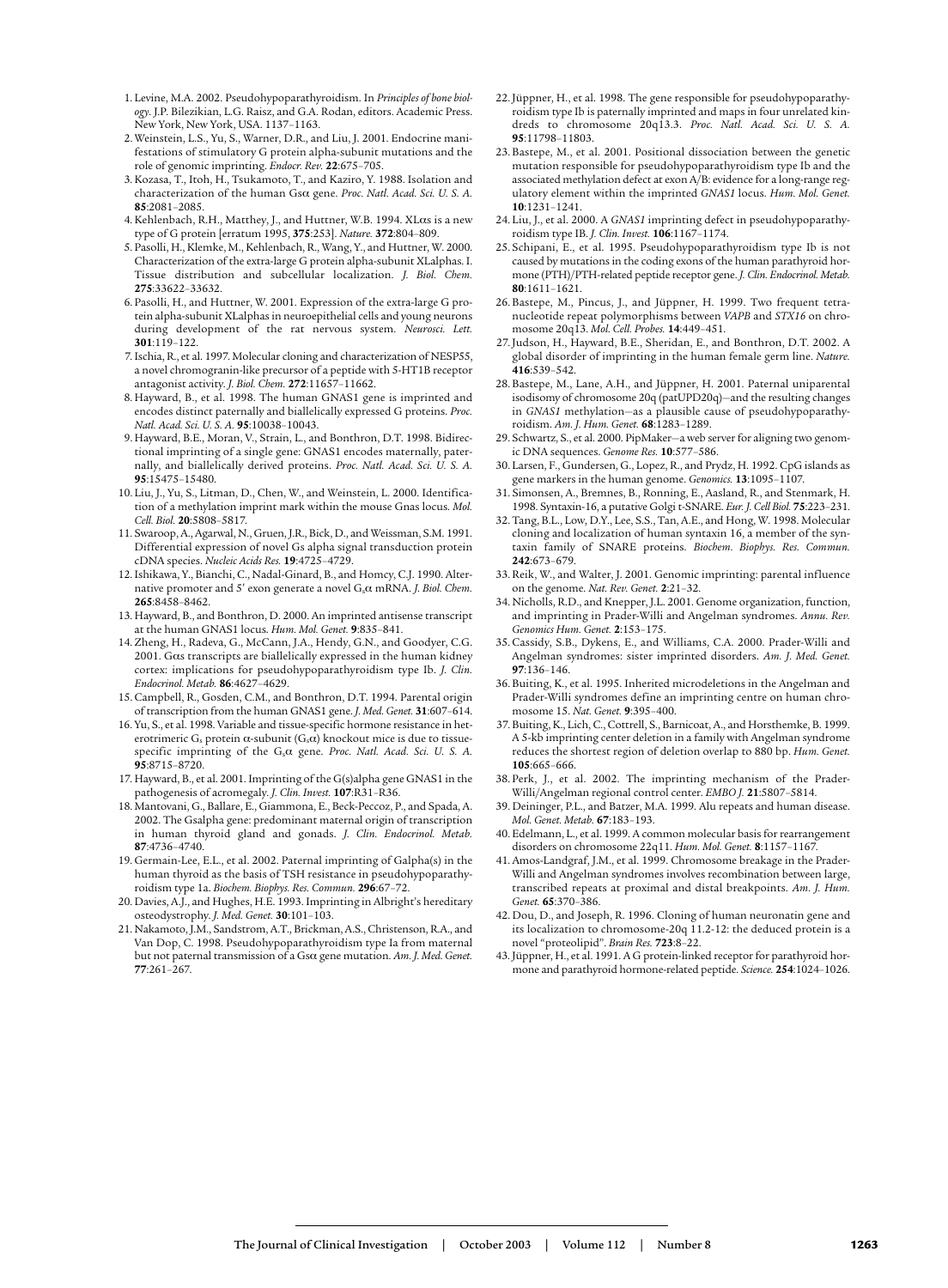1. Levine, M.A. 2002. Pseudohypoparathyroidism. In *Principles of bone biology*. J.P. Bilezikian, L.G. Raisz, and G.A. Rodan, editors. Academic Press. New York, New York, USA. 1137–1163.
2. Weinstein, L.S., Yu, S., Warner, D.R., and Liu, J. 2001. Endocrine manifestations of stimulatory G protein alpha-subunit mutations and the role of genomic imprinting. *Endocr. Rev.* **22**:675–705.
3. Kozasa, T., Itoh, H., Tsukamoto, T., and Kaziro, Y. 1988. Isolation and characterization of the human Gsα gene. *Proc. Natl. Acad. Sci. U. S. A.* **85**:2081–2085.
4. Kehlenbach, R.H., Matthey, J., and Huttner, W.B. 1994. XLαs is a new type of G protein [erratum 1995, **375**:253]. *Nature.* **372**:804–809.
5. Pasolli, H., Klemke, M., Kehlenbach, R., Wang, Y., and Huttner, W. 2000. Characterization of the extra-large G protein alpha-subunit XLalphas. I. Tissue distribution and subcellular localization. *J. Biol. Chem.* **275**:33622–33632.
6. Pasolli, H., and Huttner, W. 2001. Expression of the extra-large G protein alpha-subunit XLalphas in neuroepithelial cells and young neurons during development of the rat nervous system. *Neurosci. Lett.* **301**:119–122.
7. Ischia, R., et al. 1997. Molecular cloning and characterization of NESP55, a novel chromogranin-like precursor of a peptide with 5-HT1B receptor antagonist activity. *J. Biol. Chem.* **272**:11657–11662.
8. Hayward, B., et al. 1998. The human GNAS1 gene is imprinted and encodes distinct paternally and biallelically expressed G proteins. *Proc. Natl. Acad. Sci. U. S. A.* **95**:10038–10043.
9. Hayward, B.E., Moran, V., Strain, L., and Bonthron, D.T. 1998. Bidirectional imprinting of a single gene: GNAS1 encodes maternally, paternally, and biallelically derived proteins. *Proc. Natl. Acad. Sci. U. S. A.* **95**:15475–15480.
10. Liu, J., Yu, S., Litman, D., Chen, W., and Weinstein, L. 2000. Identification of a methylation imprint mark within the mouse Gnas locus. *Mol. Cell. Biol.* **20**:5808–5817.
11. Swaroop, A., Agarwal, N., Gruen, J.R., Bick, D., and Weissman, S.M. 1991. Differential expression of novel Gs alpha signal transduction protein cDNA species. *Nucleic Acids Res.* **19**:4725–4729.
12. Ishikawa, Y., Bianchi, C., Nadal-Ginard, B., and Homcy, C.J. 1990. Alternative promoter and 5′ exon generate a novel $G_s\alpha$ mRNA. *J. Biol. Chem.* **265**:8458–8462.
13. Hayward, B., and Bonthron, D. 2000. An imprinted antisense transcript at the human GNAS1 locus. *Hum. Mol. Genet.* **9**:835–841.
14. Zheng, H., Radeva, G., McCann, J.A., Hendy, G.N., and Goodyer, C.G. 2001. Gαs transcripts are biallelically expressed in the human kidney cortex: implications for pseudohypoparathyroidism type Ib. *J. Clin. Endocrinol. Metab.* **86**:4627–4629.
15. Campbell, R., Gosden, C.M., and Bonthron, D.T. 1994. Parental origin of transcription from the human GNAS1 gene. *J. Med. Genet.* **31**:607–614.
16. Yu, S., et al. 1998. Variable and tissue-specific hormone resistance in heterotrimeric $G_s$ protein α-subunit ($G_s\alpha$) knockout mice is due to tissue-specific imprinting of the $G_s\alpha$ gene. *Proc. Natl. Acad. Sci. U. S. A.* **95**:8715–8720.
17. Hayward, B., et al. 2001. Imprinting of the G(s)alpha gene GNAS1 in the pathogenesis of acromegaly. *J. Clin. Invest.* **107**:R31–R36.
18. Mantovani, G., Ballare, E., Giammona, E., Beck-Peccoz, P., and Spada, A. 2002. The Gsalpha gene: predominant maternal origin of transcription in human thyroid gland and gonads. *J. Clin. Endocrinol. Metab.* **87**:4736–4740.
19. Germain-Lee, E.L., et al. 2002. Paternal imprinting of Galpha(s) in the human thyroid as the basis of TSH resistance in pseudohypoparathyroidism type 1a. *Biochem. Biophys. Res. Commun.* **296**:67–72.
20. Davies, A.J., and Hughes, H.E. 1993. Imprinting in Albright's hereditary osteodystrophy. *J. Med. Genet.* **30**:101–103.
21. Nakamoto, J.M., Sandstrom, A.T., Brickman, A.S., Christenson, R.A., and Van Dop, C. 1998. Pseudohypoparathyroidism type Ia from maternal but not paternal transmission of a Gsα gene mutation. *Am. J. Med. Genet.* **77**:261–267.
22. Jüppner, H., et al. 1998. The gene responsible for pseudohypoparathyroidism type Ib is paternally imprinted and maps in four unrelated kindreds to chromosome 20q13.3. *Proc. Natl. Acad. Sci. U. S. A.* **95**:11798–11803.
23. Bastepe, M., et al. 2001. Positional dissociation between the genetic mutation responsible for pseudohypoparathyroidism type Ib and the associated methylation defect at exon A/B: evidence for a long-range regulatory element within the imprinted *GNAS1* locus. *Hum. Mol. Genet.* **10**:1231–1241.
24. Liu, J., et al. 2000. A *GNAS1* imprinting defect in pseudohypoparathyroidism type IB. *J. Clin. Invest.* **106**:1167–1174.
25. Schipani, E., et al. 1995. Pseudohypoparathyroidism type Ib is not caused by mutations in the coding exons of the human parathyroid hormone (PTH)/PTH-related peptide receptor gene. *J. Clin. Endocrinol. Metab.* **80**:1611–1621.
26. Bastepe, M., Pincus, J., and Jüppner, H. 1999. Two frequent tetranucleotide repeat polymorphisms between *VAPB* and *STX16* on chromosome 20q13. *Mol. Cell. Probes.* **14**:449–451.
27. Judson, H., Hayward, B.E., Sheridan, E., and Bonthron, D.T. 2002. A global disorder of imprinting in the human female germ line. *Nature.* **416**:539–542.
28. Bastepe, M., Lane, A.H., and Jüppner, H. 2001. Paternal uniparental isodisomy of chromosome 20q (patUPD20q)—and the resulting changes in *GNAS1* methylation—as a plausible cause of pseudohypoparathyroidism. *Am. J. Hum. Genet.* **68**:1283–1289.
29. Schwartz, S., et al. 2000. PipMaker—a web server for aligning two genomic DNA sequences. *Genome Res.* **10**:577–586.
30. Larsen, F., Gundersen, G., Lopez, R., and Prydz, H. 1992. CpG islands as gene markers in the human genome. *Genomics.* **13**:1095–1107.
31. Simonsen, A., Bremnes, B., Ronning, E., Aasland, R., and Stenmark, H. 1998. Syntaxin-16, a putative Golgi t-SNARE. *Eur. J. Cell Biol.* **75**:223–231.
32. Tang, B.L., Low, D.Y., Lee, S.S., Tan, A.E., and Hong, W. 1998. Molecular cloning and localization of human syntaxin 16, a member of the syntaxin family of SNARE proteins. *Biochem. Biophys. Res. Commun.* **242**:673–679.
33. Reik, W., and Walter, J. 2001. Genomic imprinting: parental influence on the genome. *Nat. Rev. Genet.* **2**:21–32.
34. Nicholls, R.D., and Knepper, J.L. 2001. Genome organization, function, and imprinting in Prader-Willi and Angelman syndromes. *Annu. Rev. Genomics Hum. Genet.* **2**:153–175.
35. Cassidy, S.B., Dykens, E., and Williams, C.A. 2000. Prader-Willi and Angelman syndromes: sister imprinted disorders. *Am. J. Med. Genet.* **97**:136–146.
36. Buiting, K., et al. 1995. Inherited microdeletions in the Angelman and Prader-Willi syndromes define an imprinting centre on human chromosome 15. *Nat. Genet.* **9**:395–400.
37. Buiting, K., Lich, C., Cottrell, S., Barnicoat, A., and Horsthemke, B. 1999. A 5-kb imprinting center deletion in a family with Angelman syndrome reduces the shortest region of deletion overlap to 880 bp. *Hum. Genet.* **105**:665–666.
38. Perk, J., et al. 2002. The imprinting mechanism of the Prader-Willi/Angelman regional control center. *EMBO J.* **21**:5807–5814.
39. Deininger, P.L., and Batzer, M.A. 1999. Alu repeats and human disease. *Mol. Genet. Metab.* **67**:183–193.
40. Edelmann, L., et al. 1999. A common molecular basis for rearrangement disorders on chromosome 22q11. *Hum. Mol. Genet.* **8**:1157–1167.
41. Amos-Landgraf, J.M., et al. 1999. Chromosome breakage in the Prader-Willi and Angelman syndromes involves recombination between large, transcribed repeats at proximal and distal breakpoints. *Am. J. Hum. Genet.* **65**:370–386.
42. Dou, D., and Joseph, R. 1996. Cloning of human neuronatin gene and its localization to chromosome-20q 11.2-12: the deduced protein is a novel "proteolipid". *Brain Res.* **723**:8–22.
43. Jüppner, H., et al. 1991. A G protein-linked receptor for parathyroid hormone and parathyroid hormone-related peptide. *Science.* **254**:1024–1026.